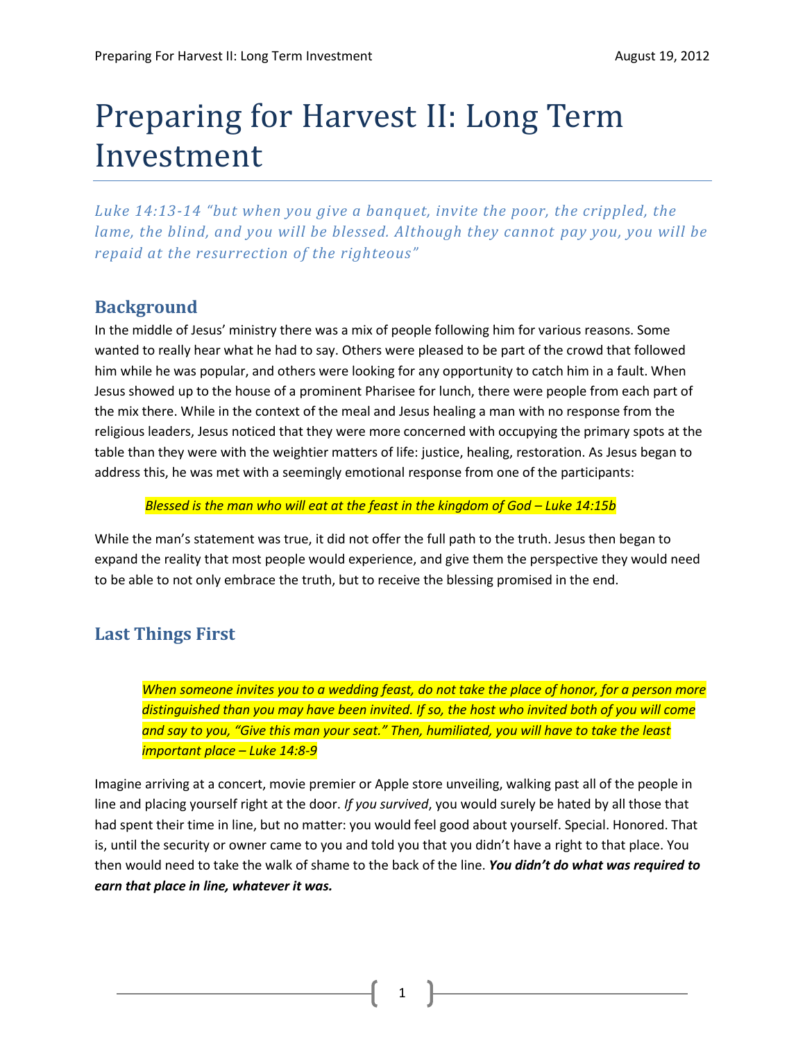# Preparing for Harvest II: Long Term Investment

*Luke 14:13-14 "but when you give a banquet, invite the poor, the crippled, the lame, the blind, and you will be blessed. Although they cannot pay you, you will be repaid at the resurrection of the righteous"*

## Background

In the middle of Jesus' ministry there was a mix of people following him for various reasons. Some wanted to really hear what he had to say. Others were pleased to be part of the crowd that followed him while he was popular, and others were looking for any opportunity to catch him in a fault. When Jesus showed up to the house of a prominent Pharisee for lunch, there were people from each part of the mix there. While in the context of the meal and Jesus healing a man with no response from the religious leaders, Jesus noticed that they were more concerned with occupying the primary spots at the table than they were with the weightier matters of life: justice, healing, restoration. As Jesus began to address this, he was met with a seemingly emotional response from one of the participants:

> *Blessed is the man who will eat at the feast in the kingdom of God – Luke 14:15b*

While the man's statement was true, it did not offer the full path to the truth. Jesus then began to expand the reality that most people would experience, and give them the perspective they would need to be able to not only embrace the truth, but to receive the blessing promised in the end.

## Last Things First

> *When someone invites you to a wedding feast, do not take the place of honor, for a person more distinguished than you may have been invited. If so, the host who invited both of you will come and say to you, "Give this man your seat." Then, humiliated, you will have to take the least important place – Luke 14:8-9*

Imagine arriving at a concert, movie premier or Apple store unveiling, walking past all of the people in line and placing yourself right at the door. *If you survived*, you would surely be hated by all those that had spent their time in line, but no matter: you would feel good about yourself. Special. Honored. That is, until the security or owner came to you and told you that you didn't have a right to that place. You then would need to take the walk of shame to the back of the line. ***You didn't do what was required to earn that place in line, whatever it was.***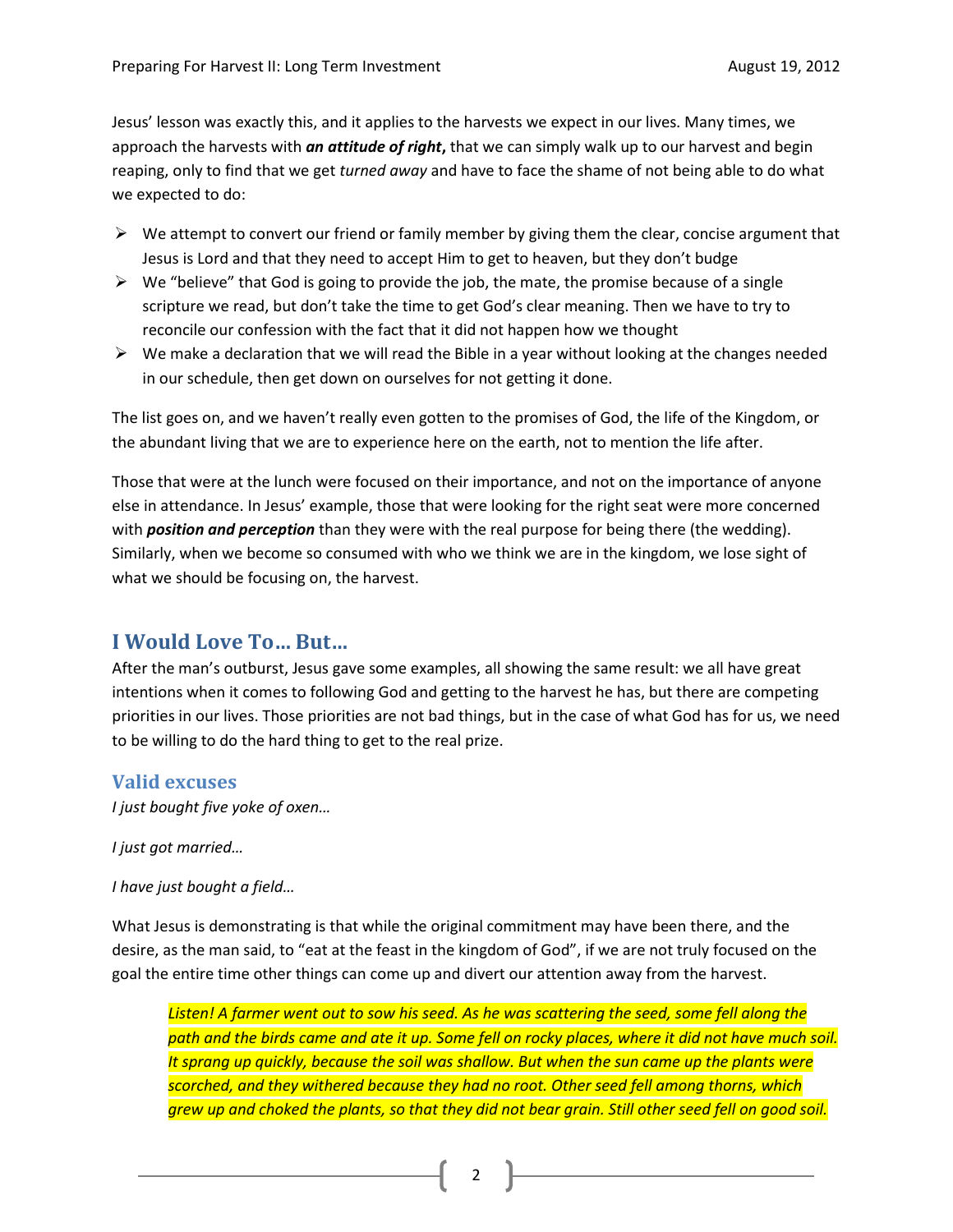Jesus' lesson was exactly this, and it applies to the harvests we expect in our lives. Many times, we approach the harvests with ***an attitude of right*,** that we can simply walk up to our harvest and begin reaping, only to find that we get *turned away* and have to face the shame of not being able to do what we expected to do:

- We attempt to convert our friend or family member by giving them the clear, concise argument that Jesus is Lord and that they need to accept Him to get to heaven, but they don't budge
- We "believe" that God is going to provide the job, the mate, the promise because of a single scripture we read, but don't take the time to get God's clear meaning. Then we have to try to reconcile our confession with the fact that it did not happen how we thought
- We make a declaration that we will read the Bible in a year without looking at the changes needed in our schedule, then get down on ourselves for not getting it done.

The list goes on, and we haven't really even gotten to the promises of God, the life of the Kingdom, or the abundant living that we are to experience here on the earth, not to mention the life after.

Those that were at the lunch were focused on their importance, and not on the importance of anyone else in attendance. In Jesus' example, those that were looking for the right seat were more concerned with ***position and perception*** than they were with the real purpose for being there (the wedding). Similarly, when we become so consumed with who we think we are in the kingdom, we lose sight of what we should be focusing on, the harvest.

## I Would Love To… But…

After the man's outburst, Jesus gave some examples, all showing the same result: we all have great intentions when it comes to following God and getting to the harvest he has, but there are competing priorities in our lives. Those priorities are not bad things, but in the case of what God has for us, we need to be willing to do the hard thing to get to the real prize.

### Valid excuses

*I just bought five yoke of oxen…*

*I just got married…*

*I have just bought a field…*

What Jesus is demonstrating is that while the original commitment may have been there, and the desire, as the man said, to "eat at the feast in the kingdom of God", if we are not truly focused on the goal the entire time other things can come up and divert our attention away from the harvest.

> *Listen! A farmer went out to sow his seed. As he was scattering the seed, some fell along the path and the birds came and ate it up. Some fell on rocky places, where it did not have much soil. It sprang up quickly, because the soil was shallow. But when the sun came up the plants were scorched, and they withered because they had no root. Other seed fell among thorns, which grew up and choked the plants, so that they did not bear grain. Still other seed fell on good soil.*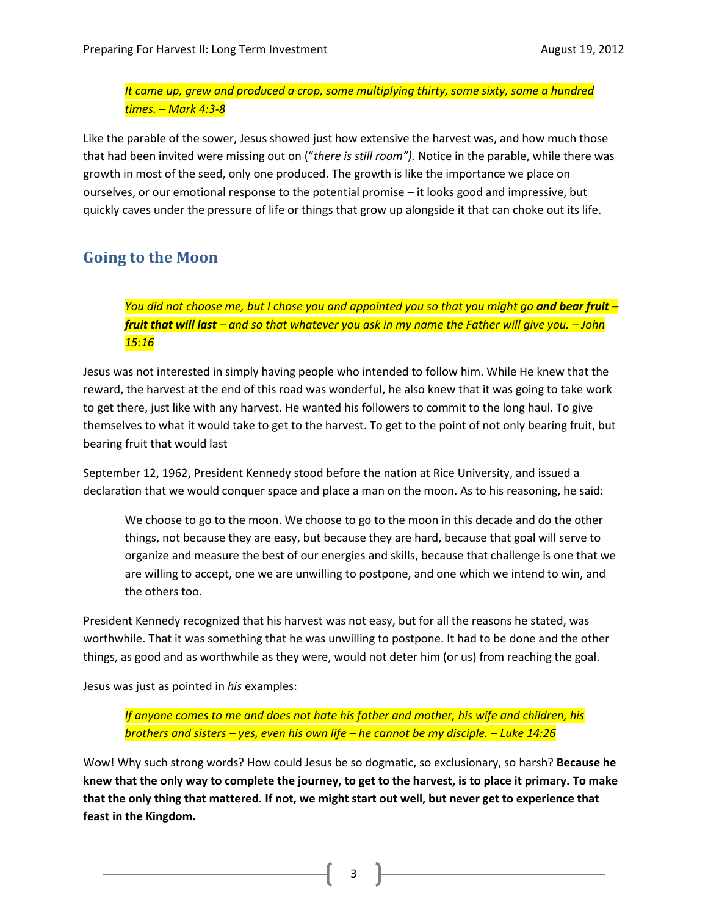> *It came up, grew and produced a crop, some multiplying thirty, some sixty, some a hundred times. – Mark 4:3-8*

Like the parable of the sower, Jesus showed just how extensive the harvest was, and how much those that had been invited were missing out on ("*there is still room").* Notice in the parable, while there was growth in most of the seed, only one produced. The growth is like the importance we place on ourselves, or our emotional response to the potential promise – it looks good and impressive, but quickly caves under the pressure of life or things that grow up alongside it that can choke out its life.

## Going to the Moon

> *You did not choose me, but I chose you and appointed you so that you might go* ***and bear fruit – fruit that will last*** *– and so that whatever you ask in my name the Father will give you. – John 15:16*

Jesus was not interested in simply having people who intended to follow him. While He knew that the reward, the harvest at the end of this road was wonderful, he also knew that it was going to take work to get there, just like with any harvest. He wanted his followers to commit to the long haul. To give themselves to what it would take to get to the harvest. To get to the point of not only bearing fruit, but bearing fruit that would last

September 12, 1962, President Kennedy stood before the nation at Rice University, and issued a declaration that we would conquer space and place a man on the moon. As to his reasoning, he said:

> We choose to go to the moon. We choose to go to the moon in this decade and do the other things, not because they are easy, but because they are hard, because that goal will serve to organize and measure the best of our energies and skills, because that challenge is one that we are willing to accept, one we are unwilling to postpone, and one which we intend to win, and the others too.

President Kennedy recognized that his harvest was not easy, but for all the reasons he stated, was worthwhile. That it was something that he was unwilling to postpone. It had to be done and the other things, as good and as worthwhile as they were, would not deter him (or us) from reaching the goal.

Jesus was just as pointed in *his* examples:

> *If anyone comes to me and does not hate his father and mother, his wife and children, his brothers and sisters – yes, even his own life – he cannot be my disciple. – Luke 14:26*

Wow! Why such strong words? How could Jesus be so dogmatic, so exclusionary, so harsh? **Because he knew that the only way to complete the journey, to get to the harvest, is to place it primary. To make that the only thing that mattered. If not, we might start out well, but never get to experience that feast in the Kingdom.**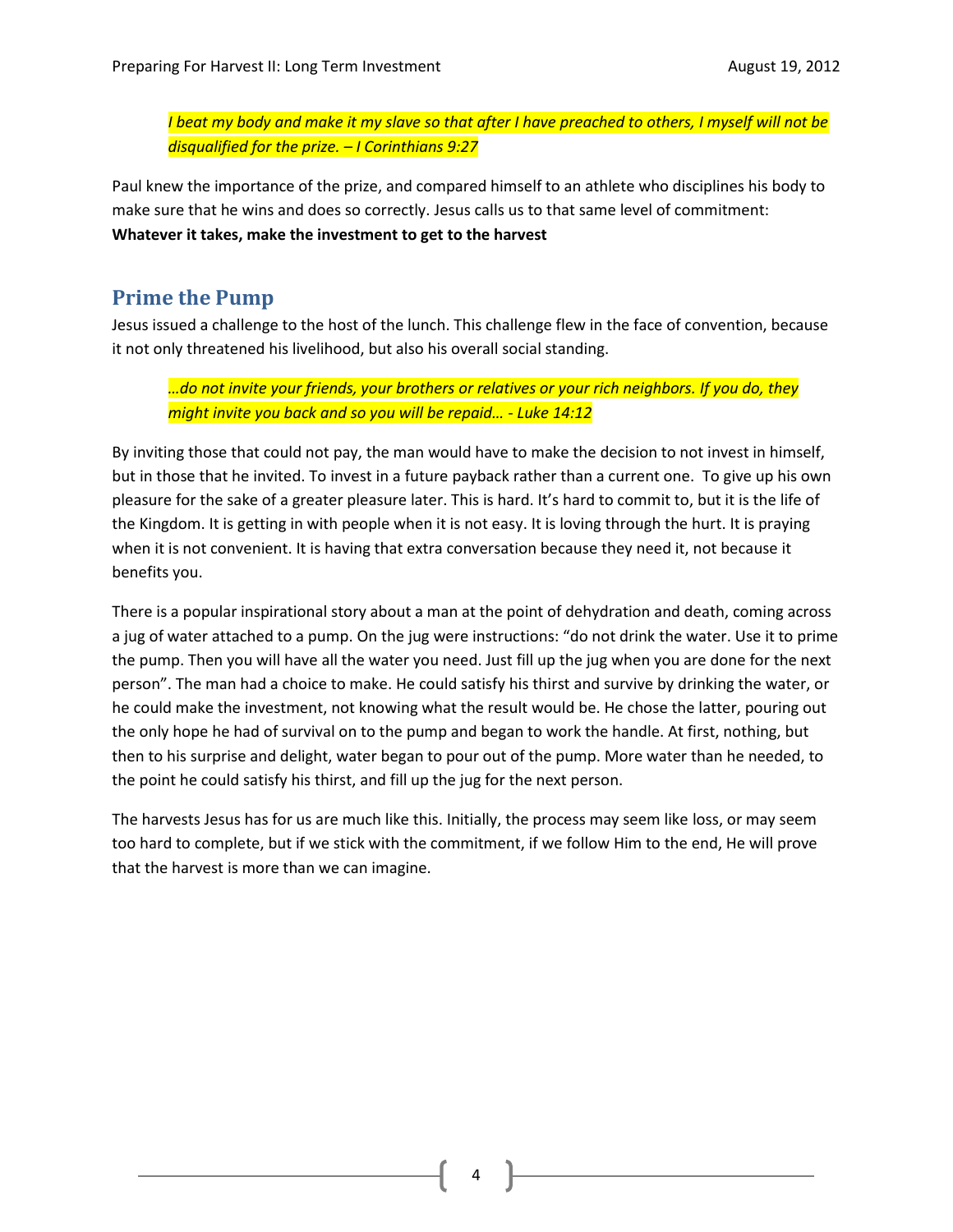*I beat my body and make it my slave so that after I have preached to others, I myself will not be disqualified for the prize. – I Corinthians 9:27*

Paul knew the importance of the prize, and compared himself to an athlete who disciplines his body to make sure that he wins and does so correctly. Jesus calls us to that same level of commitment:
**Whatever it takes, make the investment to get to the harvest**

## Prime the Pump

Jesus issued a challenge to the host of the lunch. This challenge flew in the face of convention, because it not only threatened his livelihood, but also his overall social standing.

*…do not invite your friends, your brothers or relatives or your rich neighbors. If you do, they might invite you back and so you will be repaid… - Luke 14:12*

By inviting those that could not pay, the man would have to make the decision to not invest in himself, but in those that he invited. To invest in a future payback rather than a current one. To give up his own pleasure for the sake of a greater pleasure later. This is hard. It's hard to commit to, but it is the life of the Kingdom. It is getting in with people when it is not easy. It is loving through the hurt. It is praying when it is not convenient. It is having that extra conversation because they need it, not because it benefits you.

There is a popular inspirational story about a man at the point of dehydration and death, coming across a jug of water attached to a pump. On the jug were instructions: "do not drink the water. Use it to prime the pump. Then you will have all the water you need. Just fill up the jug when you are done for the next person". The man had a choice to make. He could satisfy his thirst and survive by drinking the water, or he could make the investment, not knowing what the result would be. He chose the latter, pouring out the only hope he had of survival on to the pump and began to work the handle. At first, nothing, but then to his surprise and delight, water began to pour out of the pump. More water than he needed, to the point he could satisfy his thirst, and fill up the jug for the next person.

The harvests Jesus has for us are much like this. Initially, the process may seem like loss, or may seem too hard to complete, but if we stick with the commitment, if we follow Him to the end, He will prove that the harvest is more than we can imagine.